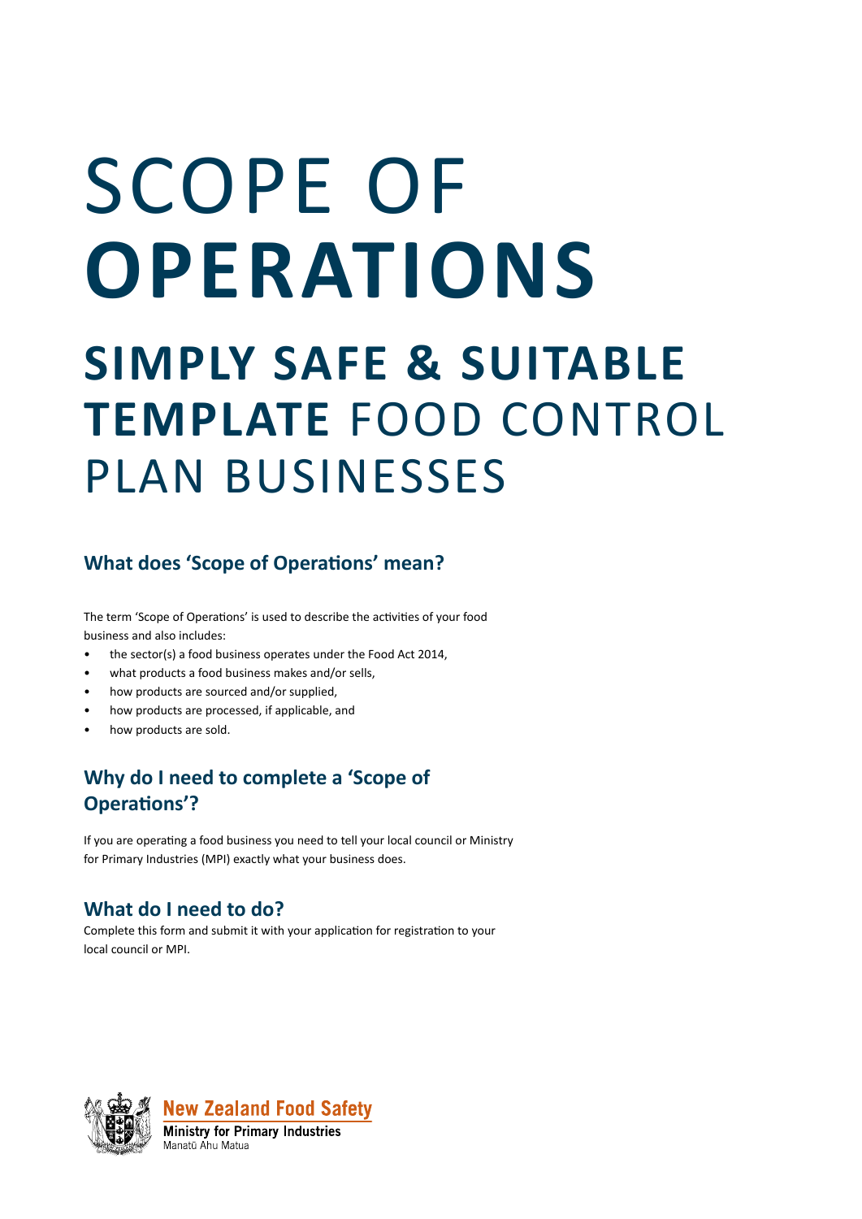# SCOPE OF **OPERATIONS**

## **SIMPLY SAFE & SUITABLE TEMPLATE** FOOD CONTROL PLAN BUSINESSES

### What does 'Scope of Operations' mean?

The term 'Scope of Operations' is used to describe the activities of your food business and also includes:

- the sector(s) a food business operates under the Food Act 2014,
- what products a food business makes and/or sells,
- how products are sourced and/or supplied,
- how products are processed, if applicable, and
- how products are sold.

### Why do I need to complete a 'Scope of Operations'?

If you are operating a food business you need to tell your local council or Ministry for Primary Industries (MPI) exactly what your business does.

### What do I need to do?

Complete this form and submit it with your application for registration to your local council or MPI.

New Zealand Food Safety
Ministry for Primary Industries
Manatū Ahu Matua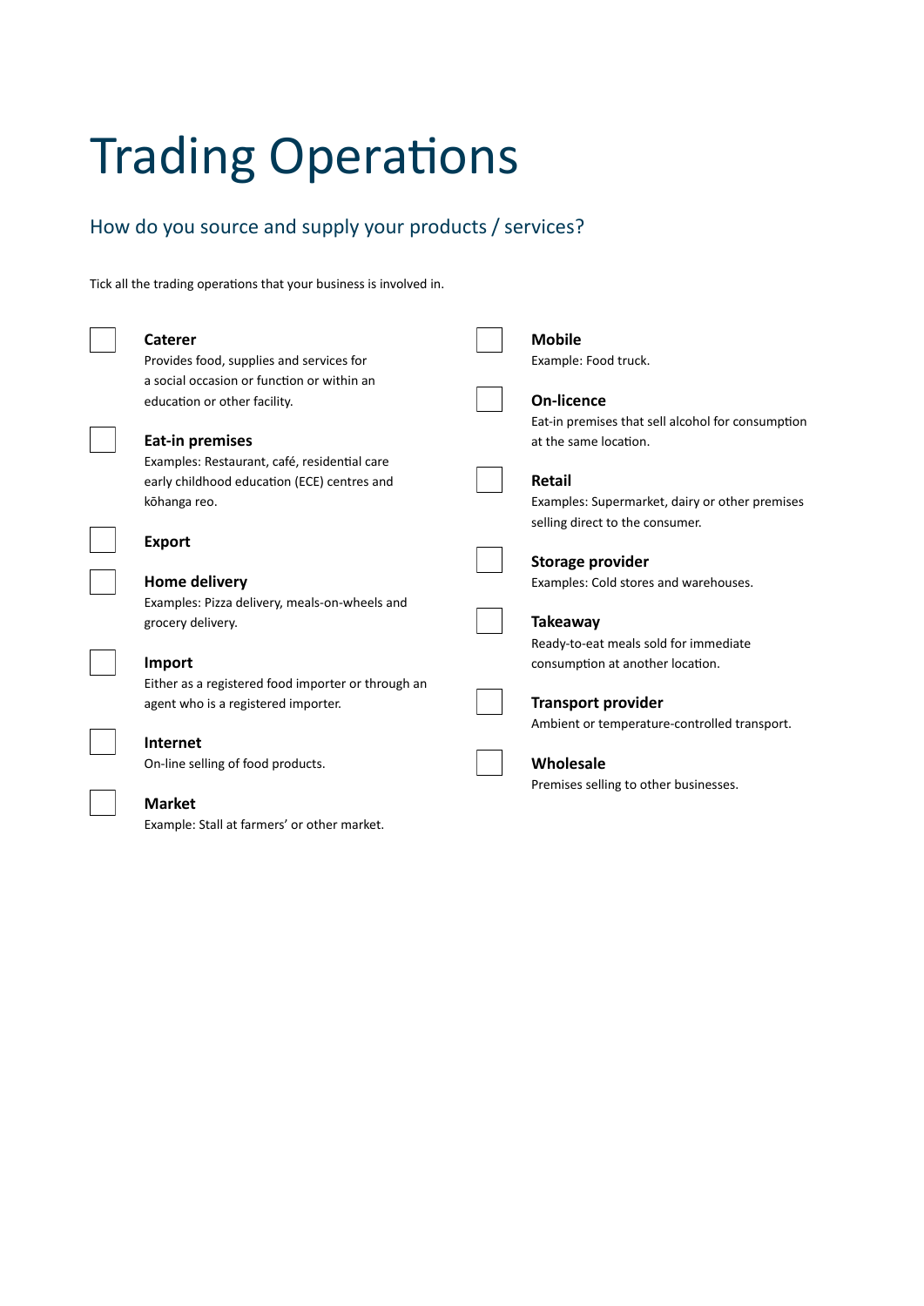# Trading Operations

## How do you source and supply your products / services?

Tick all the trading operations that your business is involved in.

- [ ] **Caterer**
  Provides food, supplies and services for a social occasion or function or within an education or other facility.
- [ ] **Eat-in premises**
  Examples: Restaurant, café, residential care early childhood education (ECE) centres and kōhanga reo.
- [ ] **Export**
- [ ] **Home delivery**
  Examples: Pizza delivery, meals-on-wheels and grocery delivery.
- [ ] **Import**
  Either as a registered food importer or through an agent who is a registered importer.
- [ ] **Internet**
  On-line selling of food products.
- [ ] **Market**
  Example: Stall at farmers' or other market.
- [ ] **Mobile**
  Example: Food truck.
- [ ] **On-licence**
  Eat-in premises that sell alcohol for consumption at the same location.
- [ ] **Retail**
  Examples: Supermarket, dairy or other premises selling direct to the consumer.
- [ ] **Storage provider**
  Examples: Cold stores and warehouses.
- [ ] **Takeaway**
  Ready-to-eat meals sold for immediate consumption at another location.
- [ ] **Transport provider**
  Ambient or temperature-controlled transport.
- [ ] **Wholesale**
  Premises selling to other businesses.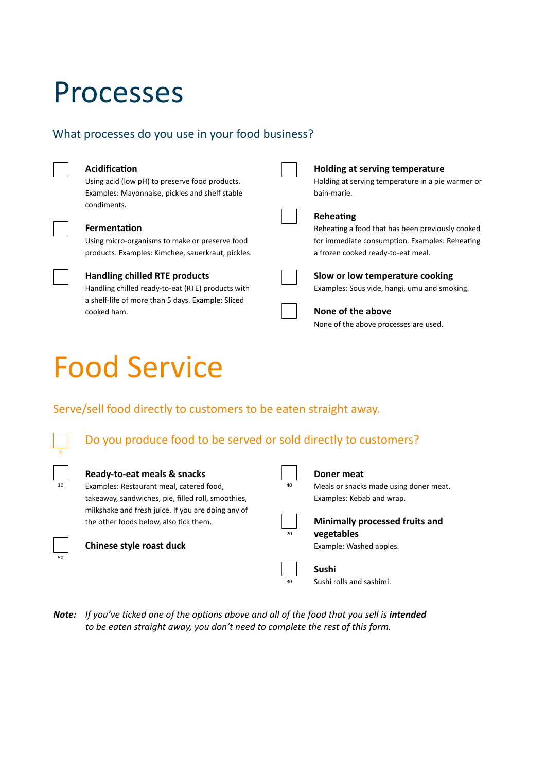# Processes

## What processes do you use in your food business?

- [ ] **Acidification**
  Using acid (low pH) to preserve food products. Examples: Mayonnaise, pickles and shelf stable condiments.
- [ ] **Fermentation**
  Using micro-organisms to make or preserve food products. Examples: Kimchee, sauerkraut, pickles.
- [ ] **Handling chilled RTE products**
  Handling chilled ready-to-eat (RTE) products with a shelf-life of more than 5 days. Example: Sliced cooked ham.
- [ ] **Holding at serving temperature**
  Holding at serving temperature in a pie warmer or bain-marie.
- [ ] **Reheating**
  Reheating a food that has been previously cooked for immediate consumption. Examples: Reheating a frozen cooked ready-to-eat meal.
- [ ] **Slow or low temperature cooking**
  Examples: Sous vide, hangi, umu and smoking.
- [ ] **None of the above**
  None of the above processes are used.

# Food Service

## Serve/sell food directly to customers to be eaten straight away.

- [ ] (2) Do you produce food to be served or sold directly to customers?

- [ ] (10) **Ready-to-eat meals & snacks**
  Examples: Restaurant meal, catered food, takeaway, sandwiches, pie, filled roll, smoothies, milkshake and fresh juice. If you are doing any of the other foods below, also tick them.
- [ ] (50) **Chinese style roast duck**
- [ ] (40) **Doner meat**
  Meals or snacks made using doner meat. Examples: Kebab and wrap.
- [ ] (20) **Minimally processed fruits and vegetables**
  Example: Washed apples.
- [ ] (30) **Sushi**
  Sushi rolls and sashimi.

**Note:** *If you've ticked one of the options above and all of the food that you sell is* ***intended*** *to be eaten straight away, you don't need to complete the rest of this form.*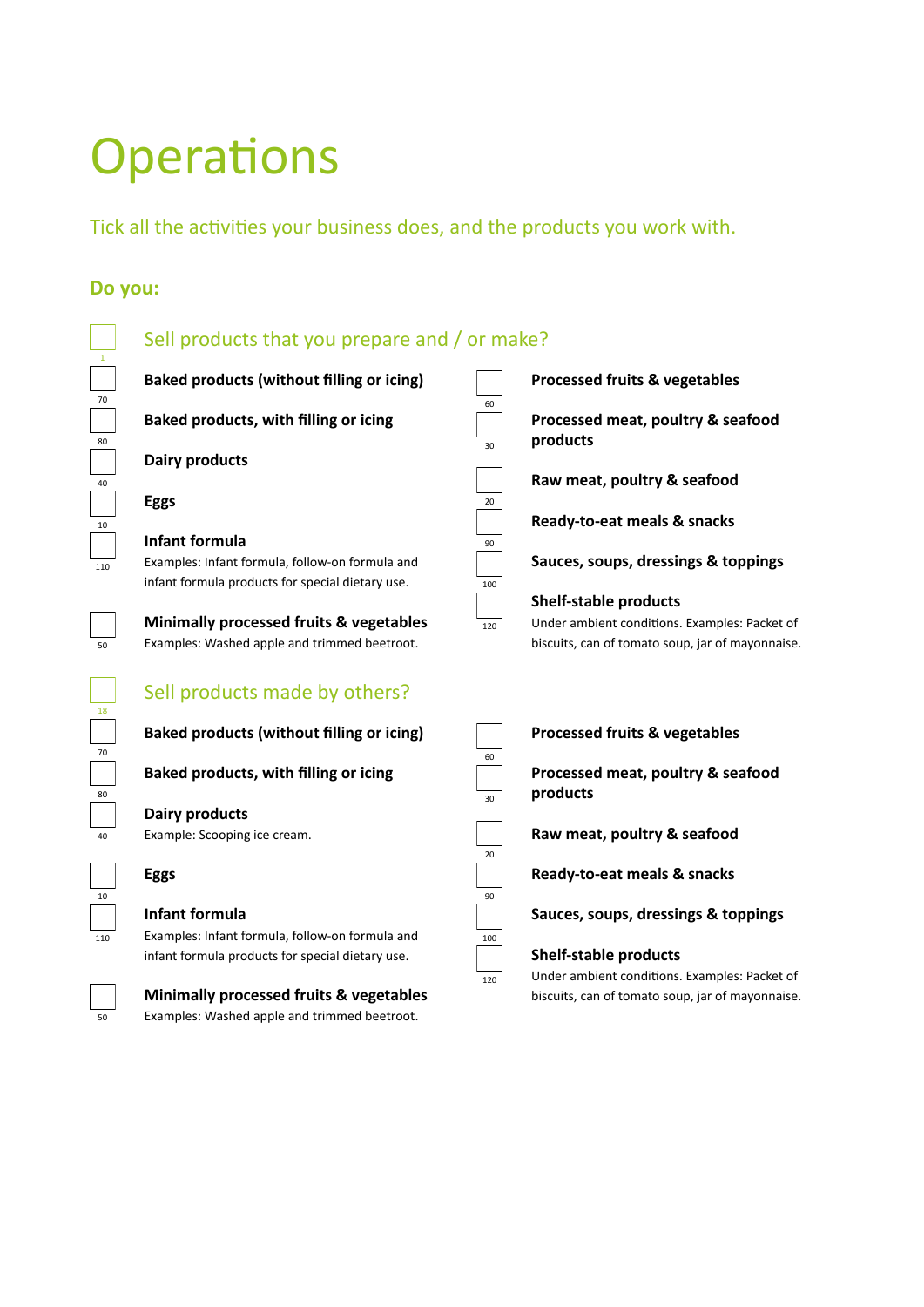# Operations

Tick all the activities your business does, and the products you work with.

### Do you:

- [ ] Sell products that you prepare and / or make? (1)

- [ ] **Baked products (without filling or icing)** (70)
- [ ] **Baked products, with filling or icing** (80)
- [ ] **Dairy products** (40)
- [ ] **Eggs** (10)
- [ ] **Infant formula** (110)
  Examples: Infant formula, follow-on formula and infant formula products for special dietary use.
- [ ] **Minimally processed fruits & vegetables** (50)
  Examples: Washed apple and trimmed beetroot.
- [ ] **Processed fruits & vegetables** (60)
- [ ] **Processed meat, poultry & seafood products** (30)
- [ ] **Raw meat, poultry & seafood** (20)
- [ ] **Ready-to-eat meals & snacks** (90)
- [ ] **Sauces, soups, dressings & toppings** (100)
- [ ] **Shelf-stable products** (120)
  Under ambient conditions. Examples: Packet of biscuits, can of tomato soup, jar of mayonnaise.

- [ ] Sell products made by others? (18)

- [ ] **Baked products (without filling or icing)** (70)
- [ ] **Baked products, with filling or icing** (80)
- [ ] **Dairy products** (40)
  Example: Scooping ice cream.
- [ ] **Eggs** (10)
- [ ] **Infant formula** (110)
  Examples: Infant formula, follow-on formula and infant formula products for special dietary use.
- [ ] **Minimally processed fruits & vegetables** (50)
  Examples: Washed apple and trimmed beetroot.
- [ ] **Processed fruits & vegetables** (60)
- [ ] **Processed meat, poultry & seafood products** (30)
- [ ] **Raw meat, poultry & seafood** (20)
- [ ] **Ready-to-eat meals & snacks** (90)
- [ ] **Sauces, soups, dressings & toppings** (100)
- [ ] **Shelf-stable products** (120)
  Under ambient conditions. Examples: Packet of biscuits, can of tomato soup, jar of mayonnaise.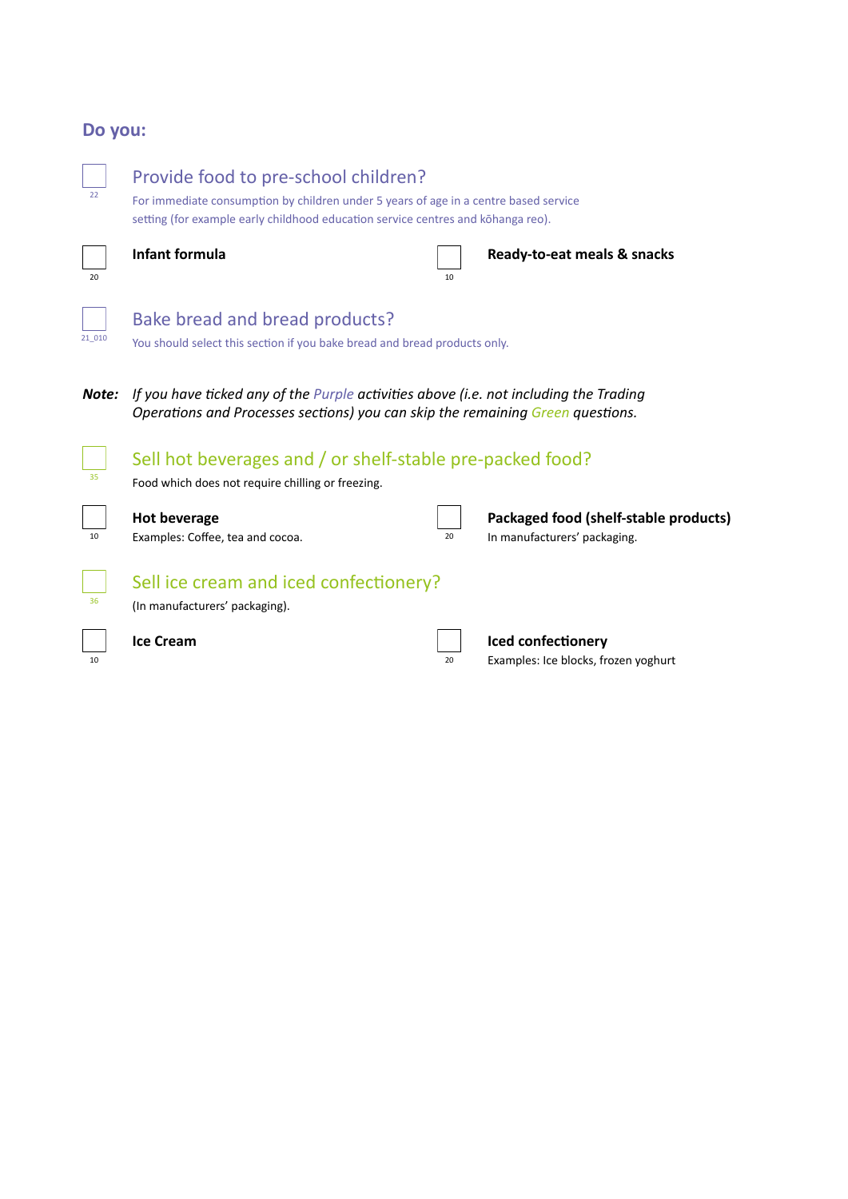## Do you:

- [ ] 22 **Provide food to pre-school children?**

For immediate consumption by children under 5 years of age in a centre based service setting (for example early childhood education service centres and kōhanga reo).

- [ ] 20 **Infant formula**
- [ ] 10 **Ready-to-eat meals & snacks**

- [ ] 21_010 **Bake bread and bread products?**

You should select this section if you bake bread and bread products only.

***Note:*** *If you have ticked any of the Purple activities above (i.e. not including the Trading Operations and Processes sections) you can skip the remaining Green questions.*

- [ ] 35 **Sell hot beverages and / or shelf-stable pre-packed food?**

Food which does not require chilling or freezing.

- [ ] 10 **Hot beverage**
  Examples: Coffee, tea and cocoa.
- [ ] 20 **Packaged food (shelf-stable products)**
  In manufacturers' packaging.

- [ ] 36 **Sell ice cream and iced confectionery?**

(In manufacturers' packaging).

- [ ] 10 **Ice Cream**
- [ ] 20 **Iced confectionery**
  Examples: Ice blocks, frozen yoghurt